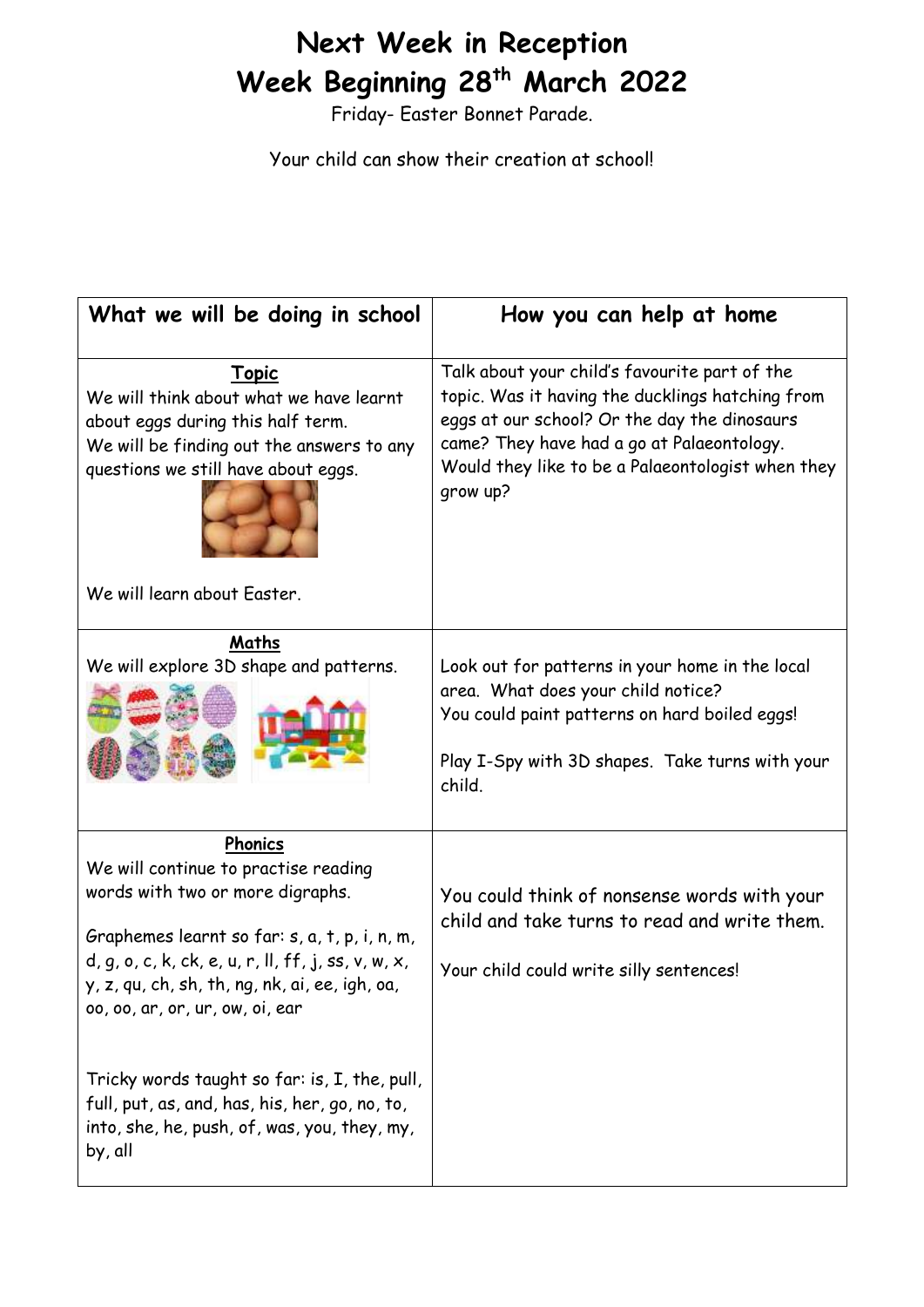# Next Week in Reception
# Week Beginning 28th March 2022

Friday- Easter Bonnet Parade.

Your child can show their creation at school!

| What we will be doing in school | How you can help at home |
| --- | --- |
| **Topic**<br>We will think about what we have learnt about eggs during this half term.<br>We will be finding out the answers to any questions we still have about eggs.<br><br>We will learn about Easter. | Talk about your child's favourite part of the topic. Was it having the ducklings hatching from eggs at our school? Or the day the dinosaurs came? They have had a go at Palaeontology. Would they like to be a Palaeontologist when they grow up? |
| **Maths**<br>We will explore 3D shape and patterns. | Look out for patterns in your home in the local area. What does your child notice?<br>You could paint patterns on hard boiled eggs!<br><br>Play I-Spy with 3D shapes. Take turns with your child. |
| **Phonics**<br>We will continue to practise reading words with two or more digraphs.<br><br>Graphemes learnt so far: s, a, t, p, i, n, m, d, g, o, c, k, ck, e, u, r, ll, ff, j, ss, v, w, x, y, z, qu, ch, sh, th, ng, nk, ai, ee, igh, oa, oo, oo, ar, or, ur, ow, oi, ear<br><br>Tricky words taught so far: is, I, the, pull, full, put, as, and, has, his, her, go, no, to, into, she, he, push, of, was, you, they, my, by, all | You could think of nonsense words with your child and take turns to read and write them.<br><br>Your child could write silly sentences! |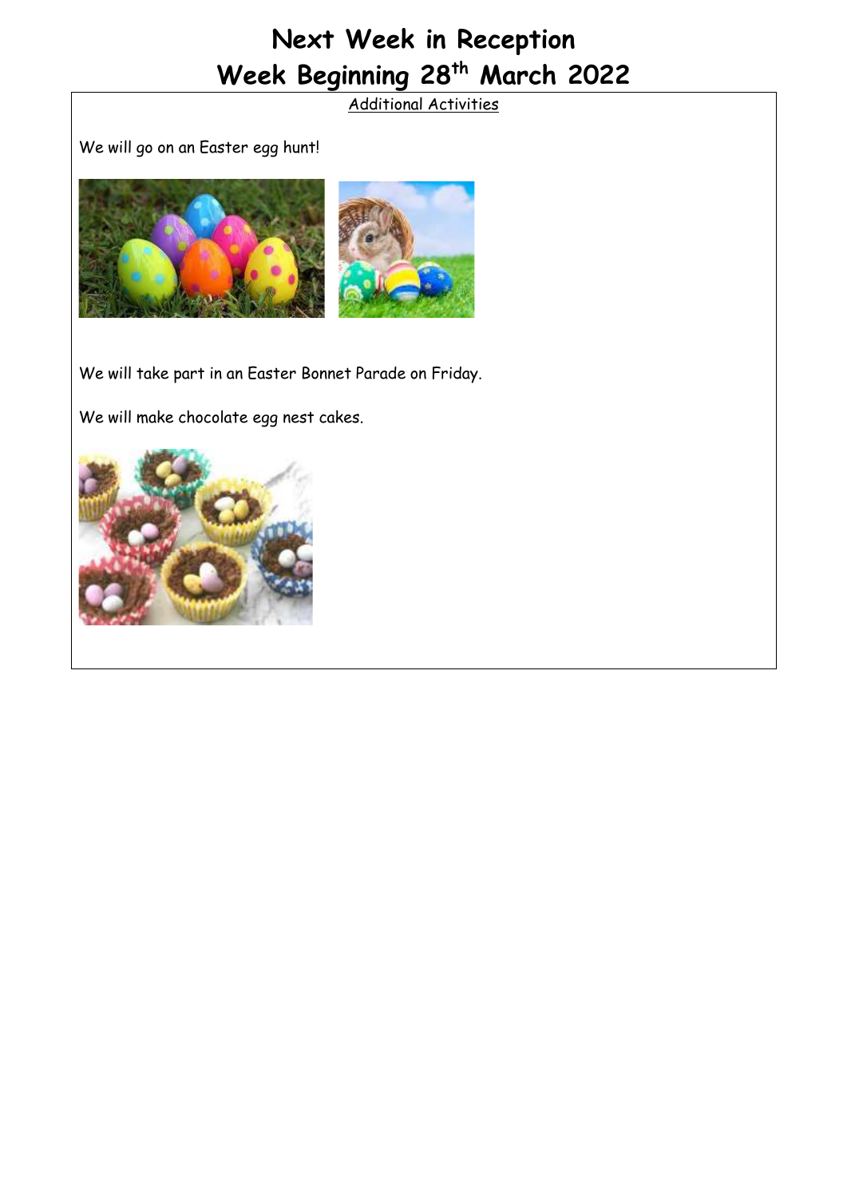# Next Week in Reception
# Week Beginning 28th March 2022

Additional Activities

We will go on an Easter egg hunt!

We will take part in an Easter Bonnet Parade on Friday.

We will make chocolate egg nest cakes.